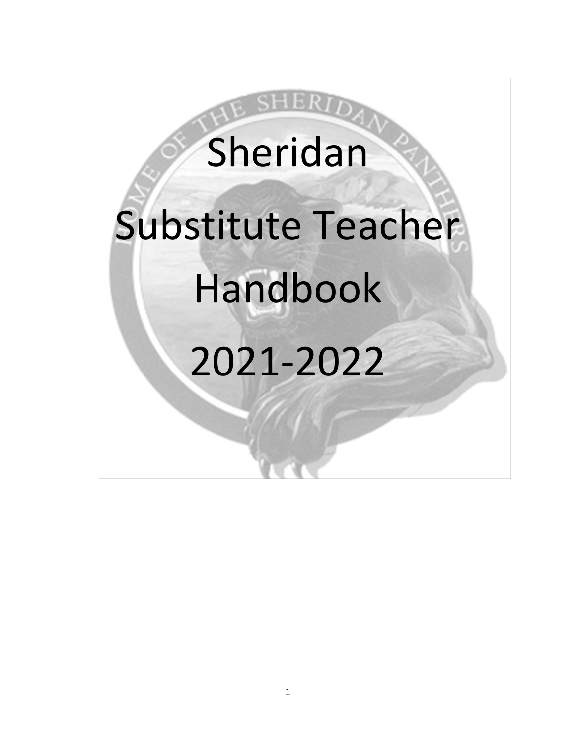# Sheridan

# Substitute Teacher Handbook

# 2021-2022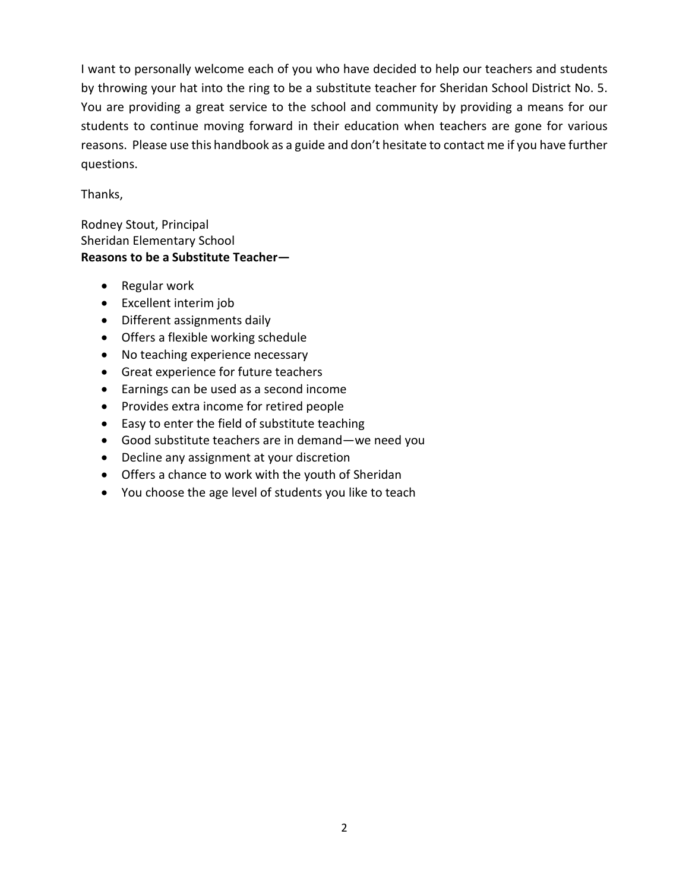I want to personally welcome each of you who have decided to help our teachers and students by throwing your hat into the ring to be a substitute teacher for Sheridan School District No. 5. You are providing a great service to the school and community by providing a means for our students to continue moving forward in their education when teachers are gone for various reasons. Please use this handbook as a guide and don't hesitate to contact me if you have further questions.

Thanks,

Rodney Stout, Principal
Sheridan Elementary School

**Reasons to be a Substitute Teacher—**

- Regular work
- Excellent interim job
- Different assignments daily
- Offers a flexible working schedule
- No teaching experience necessary
- Great experience for future teachers
- Earnings can be used as a second income
- Provides extra income for retired people
- Easy to enter the field of substitute teaching
- Good substitute teachers are in demand—we need you
- Decline any assignment at your discretion
- Offers a chance to work with the youth of Sheridan
- You choose the age level of students you like to teach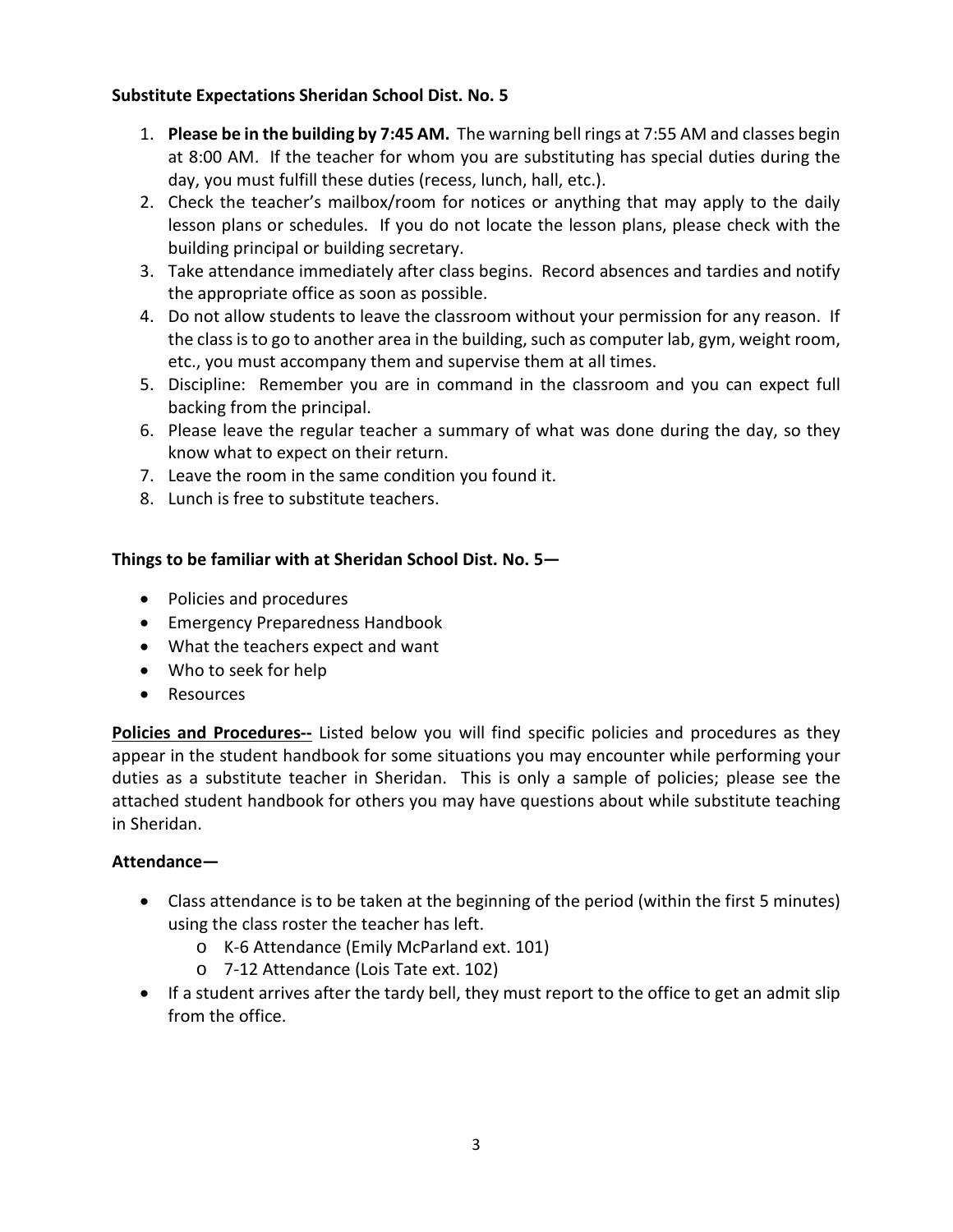**Substitute Expectations Sheridan School Dist. No. 5**

1. **Please be in the building by 7:45 AM.** The warning bell rings at 7:55 AM and classes begin at 8:00 AM. If the teacher for whom you are substituting has special duties during the day, you must fulfill these duties (recess, lunch, hall, etc.).
2. Check the teacher's mailbox/room for notices or anything that may apply to the daily lesson plans or schedules. If you do not locate the lesson plans, please check with the building principal or building secretary.
3. Take attendance immediately after class begins. Record absences and tardies and notify the appropriate office as soon as possible.
4. Do not allow students to leave the classroom without your permission for any reason. If the class is to go to another area in the building, such as computer lab, gym, weight room, etc., you must accompany them and supervise them at all times.
5. Discipline: Remember you are in command in the classroom and you can expect full backing from the principal.
6. Please leave the regular teacher a summary of what was done during the day, so they know what to expect on their return.
7. Leave the room in the same condition you found it.
8. Lunch is free to substitute teachers.

**Things to be familiar with at Sheridan School Dist. No. 5—**

- Policies and procedures
- Emergency Preparedness Handbook
- What the teachers expect and want
- Who to seek for help
- Resources

**Policies and Procedures--** Listed below you will find specific policies and procedures as they appear in the student handbook for some situations you may encounter while performing your duties as a substitute teacher in Sheridan. This is only a sample of policies; please see the attached student handbook for others you may have questions about while substitute teaching in Sheridan.

**Attendance—**

- Class attendance is to be taken at the beginning of the period (within the first 5 minutes) using the class roster the teacher has left.
  - K-6 Attendance (Emily McParland ext. 101)
  - 7-12 Attendance (Lois Tate ext. 102)
- If a student arrives after the tardy bell, they must report to the office to get an admit slip from the office.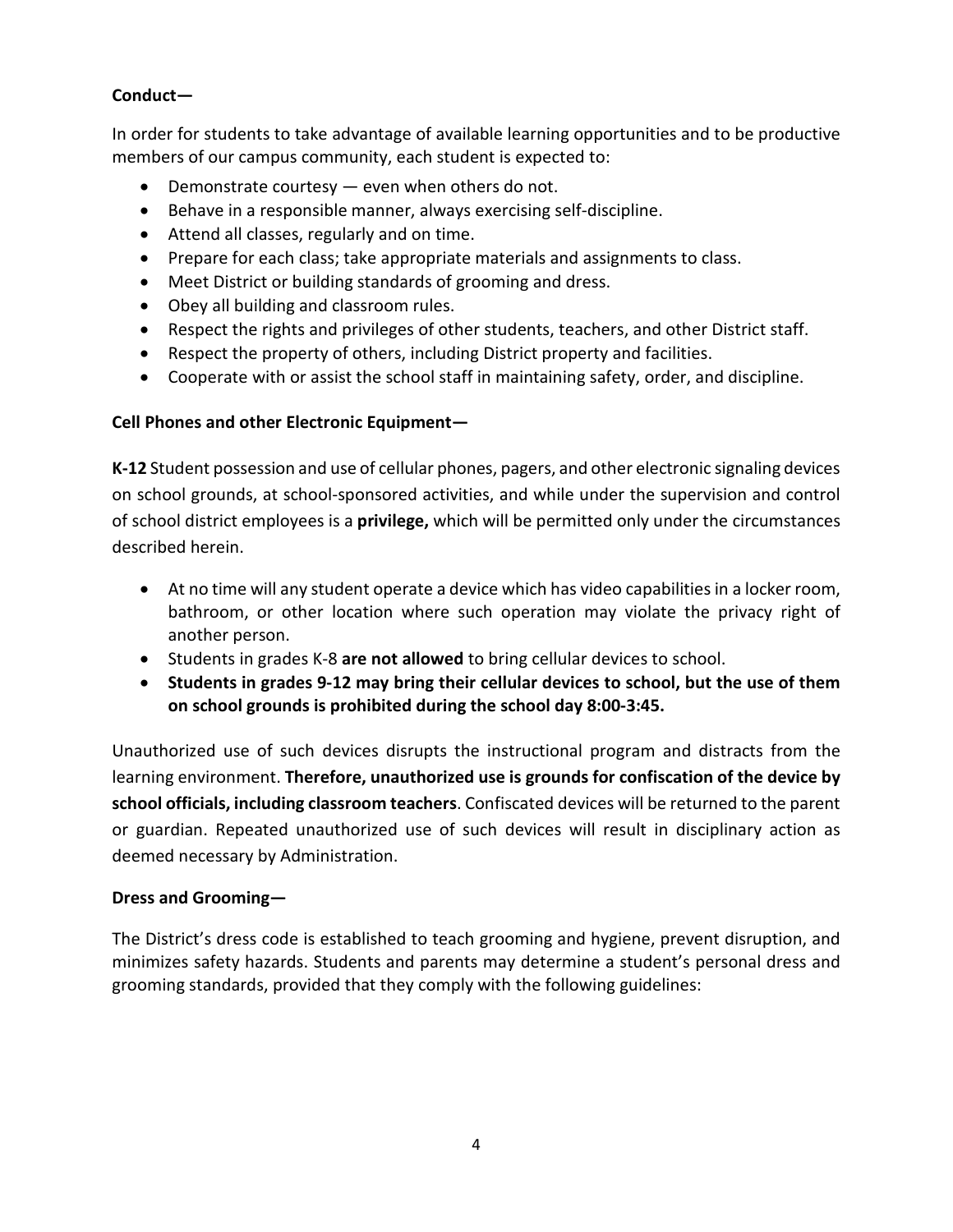**Conduct—**

In order for students to take advantage of available learning opportunities and to be productive members of our campus community, each student is expected to:

- Demonstrate courtesy — even when others do not.
- Behave in a responsible manner, always exercising self-discipline.
- Attend all classes, regularly and on time.
- Prepare for each class; take appropriate materials and assignments to class.
- Meet District or building standards of grooming and dress.
- Obey all building and classroom rules.
- Respect the rights and privileges of other students, teachers, and other District staff.
- Respect the property of others, including District property and facilities.
- Cooperate with or assist the school staff in maintaining safety, order, and discipline.

**Cell Phones and other Electronic Equipment—**

**K-12** Student possession and use of cellular phones, pagers, and other electronic signaling devices on school grounds, at school-sponsored activities, and while under the supervision and control of school district employees is a **privilege,** which will be permitted only under the circumstances described herein.

- At no time will any student operate a device which has video capabilities in a locker room, bathroom, or other location where such operation may violate the privacy right of another person.
- Students in grades K-8 **are not allowed** to bring cellular devices to school.
- **Students in grades 9-12 may bring their cellular devices to school, but the use of them on school grounds is prohibited during the school day 8:00-3:45.**

Unauthorized use of such devices disrupts the instructional program and distracts from the learning environment. **Therefore, unauthorized use is grounds for confiscation of the device by school officials, including classroom teachers**. Confiscated devices will be returned to the parent or guardian. Repeated unauthorized use of such devices will result in disciplinary action as deemed necessary by Administration.

**Dress and Grooming—**

The District's dress code is established to teach grooming and hygiene, prevent disruption, and minimizes safety hazards. Students and parents may determine a student's personal dress and grooming standards, provided that they comply with the following guidelines: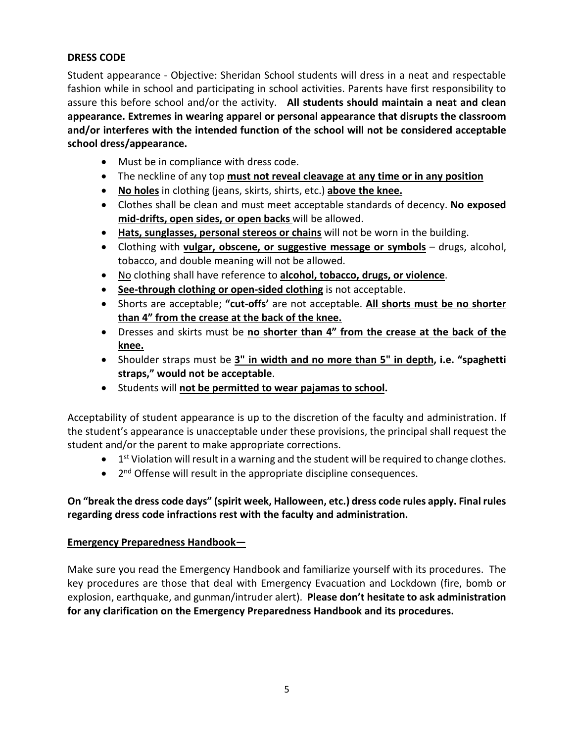## DRESS CODE

Student appearance - Objective: Sheridan School students will dress in a neat and respectable fashion while in school and participating in school activities. Parents have first responsibility to assure this before school and/or the activity. **All students should maintain a neat and clean appearance. Extremes in wearing apparel or personal appearance that disrupts the classroom and/or interferes with the intended function of the school will not be considered acceptable school dress/appearance.**

- Must be in compliance with dress code.
- The neckline of any top **must not reveal cleavage at any time or in any position**
- **No holes** in clothing (jeans, skirts, shirts, etc.) **above the knee.**
- Clothes shall be clean and must meet acceptable standards of decency. **No exposed mid-drifts, open sides, or open backs** will be allowed.
- **Hats, sunglasses, personal stereos or chains** will not be worn in the building.
- Clothing with **vulgar, obscene, or suggestive message or symbols** – drugs, alcohol, tobacco, and double meaning will not be allowed.
- No clothing shall have reference to **alcohol, tobacco, drugs, or violence**.
- **See-through clothing or open-sided clothing** is not acceptable.
- Shorts are acceptable; **"cut-offs'** are not acceptable. **All shorts must be no shorter than 4" from the crease at the back of the knee.**
- Dresses and skirts must be **no shorter than 4" from the crease at the back of the knee.**
- Shoulder straps must be **3" in width and no more than 5" in depth, i.e. "spaghetti straps," would not be acceptable**.
- Students will **not be permitted to wear pajamas to school.**

Acceptability of student appearance is up to the discretion of the faculty and administration. If the student's appearance is unacceptable under these provisions, the principal shall request the student and/or the parent to make appropriate corrections.

- 1st Violation will result in a warning and the student will be required to change clothes.
- 2nd Offense will result in the appropriate discipline consequences.

**On "break the dress code days" (spirit week, Halloween, etc.) dress code rules apply. Final rules regarding dress code infractions rest with the faculty and administration.**

## Emergency Preparedness Handbook—

Make sure you read the Emergency Handbook and familiarize yourself with its procedures. The key procedures are those that deal with Emergency Evacuation and Lockdown (fire, bomb or explosion, earthquake, and gunman/intruder alert). **Please don't hesitate to ask administration for any clarification on the Emergency Preparedness Handbook and its procedures.**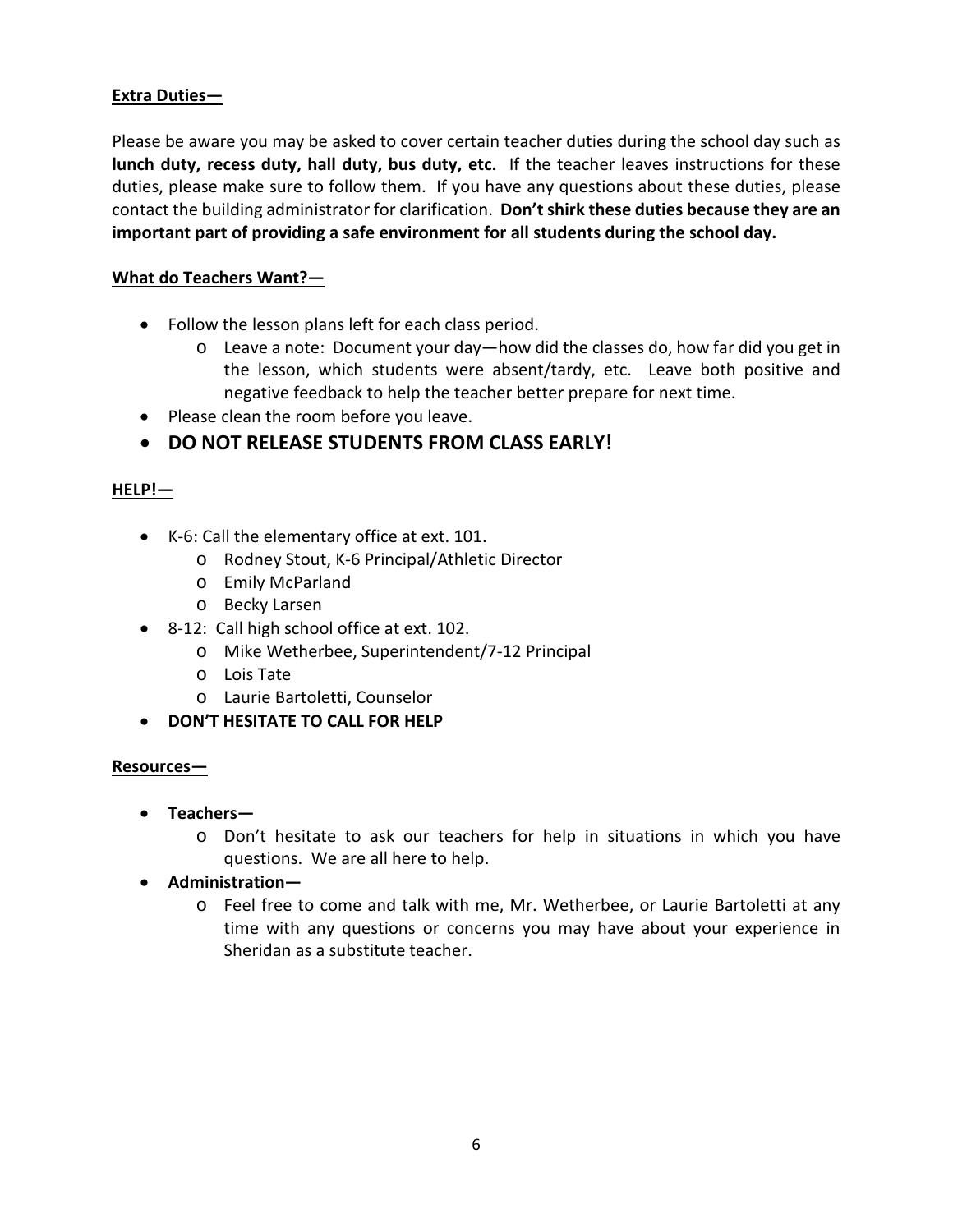**Extra Duties—**

Please be aware you may be asked to cover certain teacher duties during the school day such as **lunch duty, recess duty, hall duty, bus duty, etc.** If the teacher leaves instructions for these duties, please make sure to follow them. If you have any questions about these duties, please contact the building administrator for clarification. **Don't shirk these duties because they are an important part of providing a safe environment for all students during the school day.**

**What do Teachers Want?—**

- Follow the lesson plans left for each class period.
  - Leave a note: Document your day—how did the classes do, how far did you get in the lesson, which students were absent/tardy, etc. Leave both positive and negative feedback to help the teacher better prepare for next time.
- Please clean the room before you leave.
- **DO NOT RELEASE STUDENTS FROM CLASS EARLY!**

**HELP!—**

- K-6: Call the elementary office at ext. 101.
  - Rodney Stout, K-6 Principal/Athletic Director
  - Emily McParland
  - Becky Larsen
- 8-12: Call high school office at ext. 102.
  - Mike Wetherbee, Superintendent/7-12 Principal
  - Lois Tate
  - Laurie Bartoletti, Counselor
- **DON'T HESITATE TO CALL FOR HELP**

**Resources—**

- **Teachers—**
  - Don't hesitate to ask our teachers for help in situations in which you have questions. We are all here to help.
- **Administration—**
  - Feel free to come and talk with me, Mr. Wetherbee, or Laurie Bartoletti at any time with any questions or concerns you may have about your experience in Sheridan as a substitute teacher.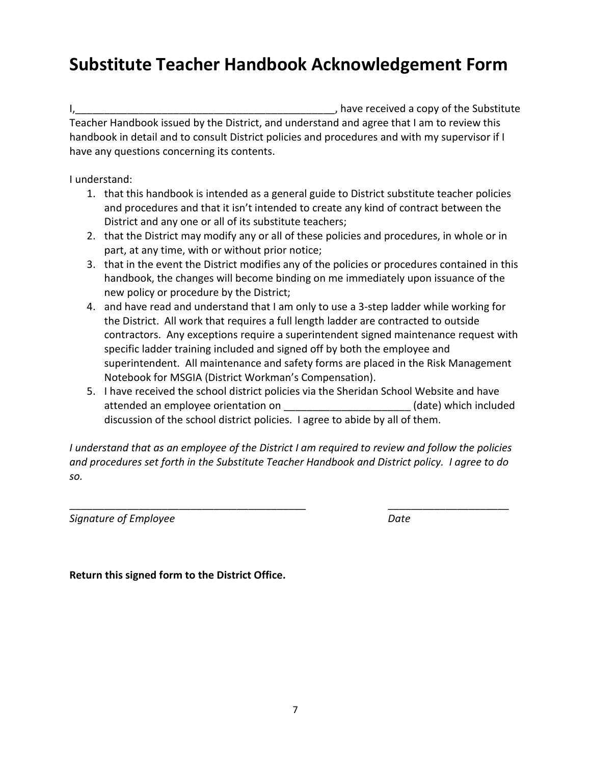# Substitute Teacher Handbook Acknowledgement Form

I,_____________________________________________, have received a copy of the Substitute Teacher Handbook issued by the District, and understand and agree that I am to review this handbook in detail and to consult District policies and procedures and with my supervisor if I have any questions concerning its contents.

I understand:

1. that this handbook is intended as a general guide to District substitute teacher policies and procedures and that it isn't intended to create any kind of contract between the District and any one or all of its substitute teachers;
2. that the District may modify any or all of these policies and procedures, in whole or in part, at any time, with or without prior notice;
3. that in the event the District modifies any of the policies or procedures contained in this handbook, the changes will become binding on me immediately upon issuance of the new policy or procedure by the District;
4. and have read and understand that I am only to use a 3-step ladder while working for the District. All work that requires a full length ladder are contracted to outside contractors. Any exceptions require a superintendent signed maintenance request with specific ladder training included and signed off by both the employee and superintendent. All maintenance and safety forms are placed in the Risk Management Notebook for MSGIA (District Workman's Compensation).
5. I have received the school district policies via the Sheridan School Website and have attended an employee orientation on _____________________ (date) which included discussion of the school district policies. I agree to abide by all of them.

*I understand that as an employee of the District I am required to review and follow the policies and procedures set forth in the Substitute Teacher Handbook and District policy. I agree to do so.*

___________________________________________ _____________________

*Signature of Employee* *Date*

**Return this signed form to the District Office.**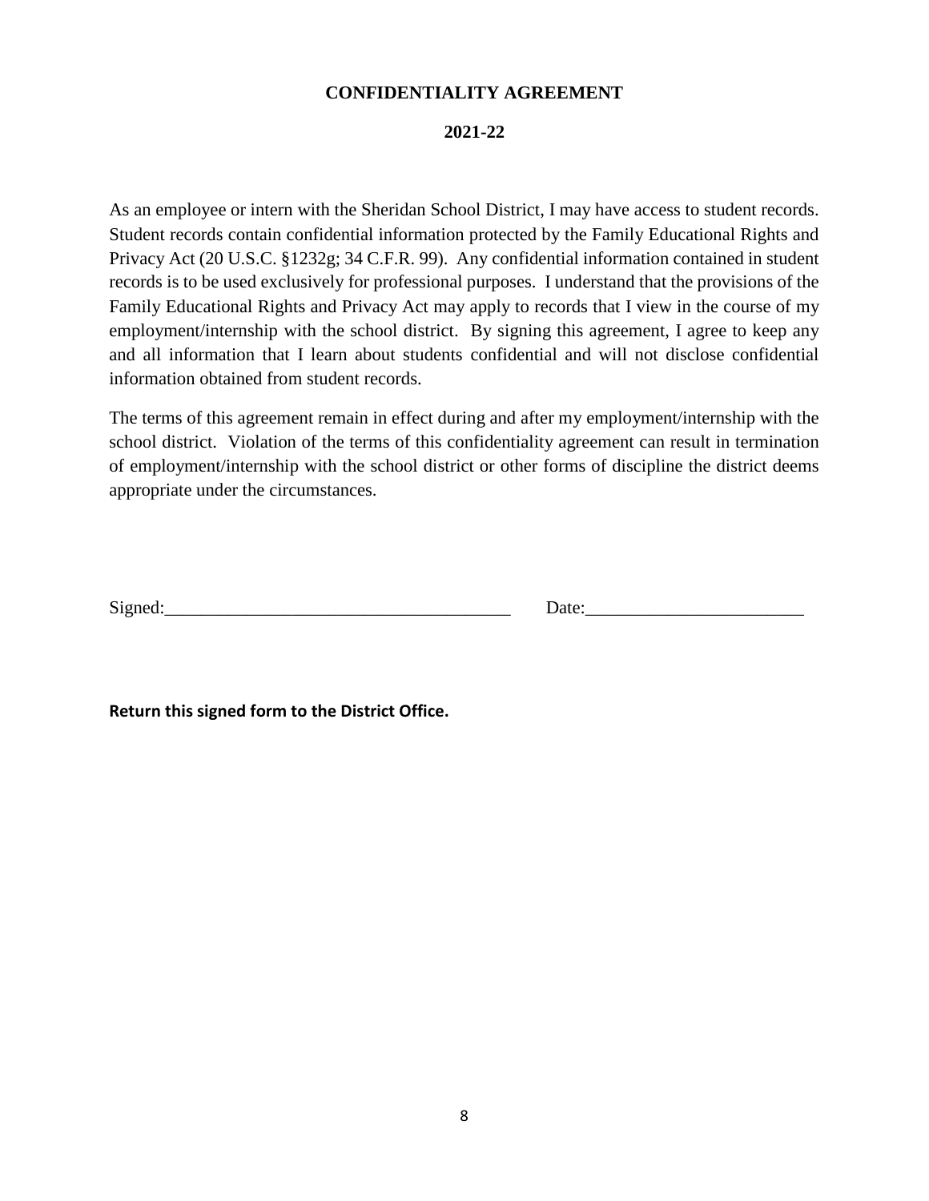# CONFIDENTIALITY AGREEMENT

## 2021-22

As an employee or intern with the Sheridan School District, I may have access to student records. Student records contain confidential information protected by the Family Educational Rights and Privacy Act (20 U.S.C. §1232g; 34 C.F.R. 99). Any confidential information contained in student records is to be used exclusively for professional purposes. I understand that the provisions of the Family Educational Rights and Privacy Act may apply to records that I view in the course of my employment/internship with the school district. By signing this agreement, I agree to keep any and all information that I learn about students confidential and will not disclose confidential information obtained from student records.

The terms of this agreement remain in effect during and after my employment/internship with the school district. Violation of the terms of this confidentiality agreement can result in termination of employment/internship with the school district or other forms of discipline the district deems appropriate under the circumstances.

Signed:_____________________________________ Date:_______________________

**Return this signed form to the District Office.**